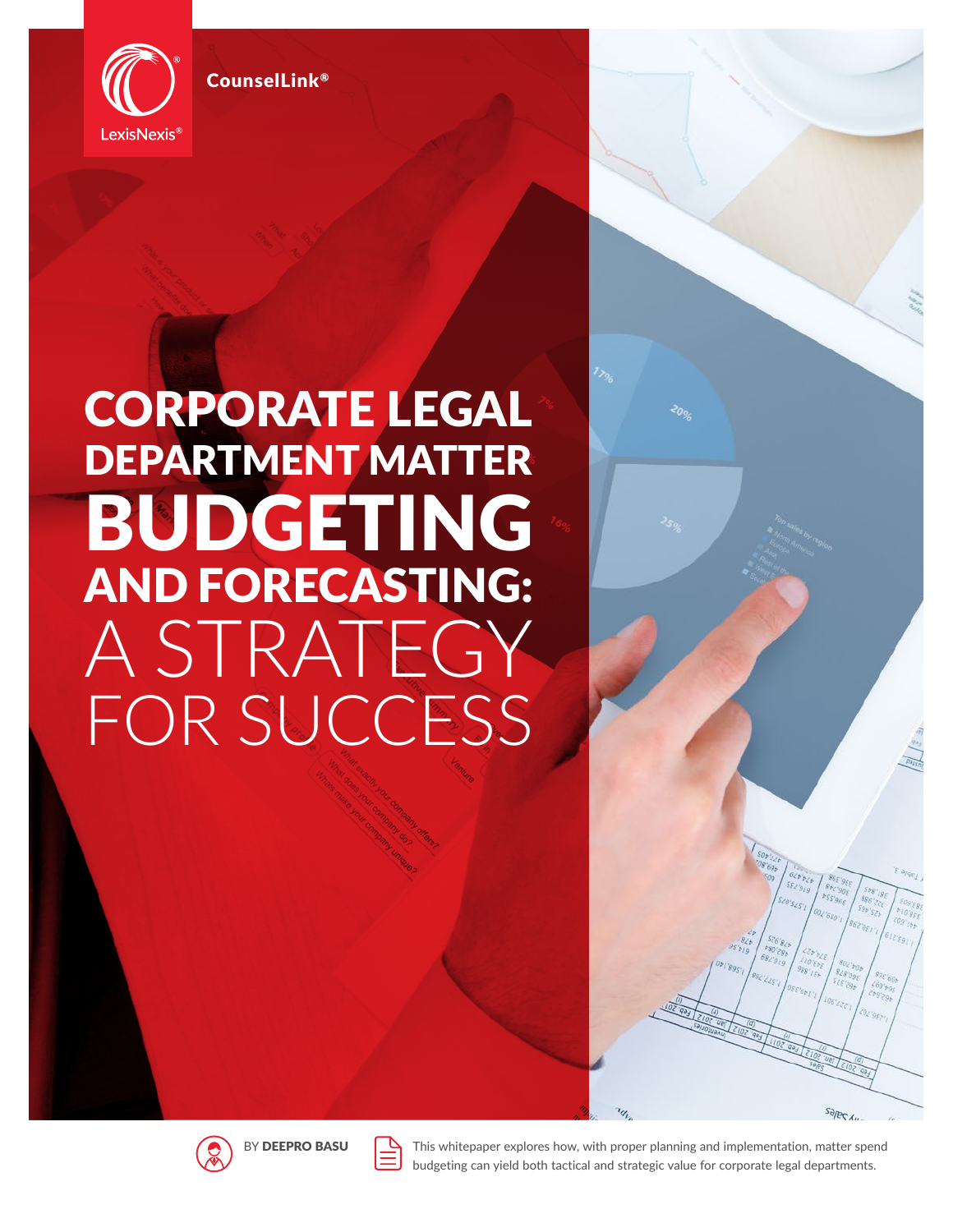CounselLink®

LexisNexis®

# CORPORATE LEGAL DEPARTMENT MATTER BUDGETING AND FORECASTING: A STRATEGY FOR SUCCESS

BY **DEEPRO BASU**

This whitepaper explores how, with proper planning and implementation, matter spend budgeting can yield both tactical and strategic value for corporate legal departments.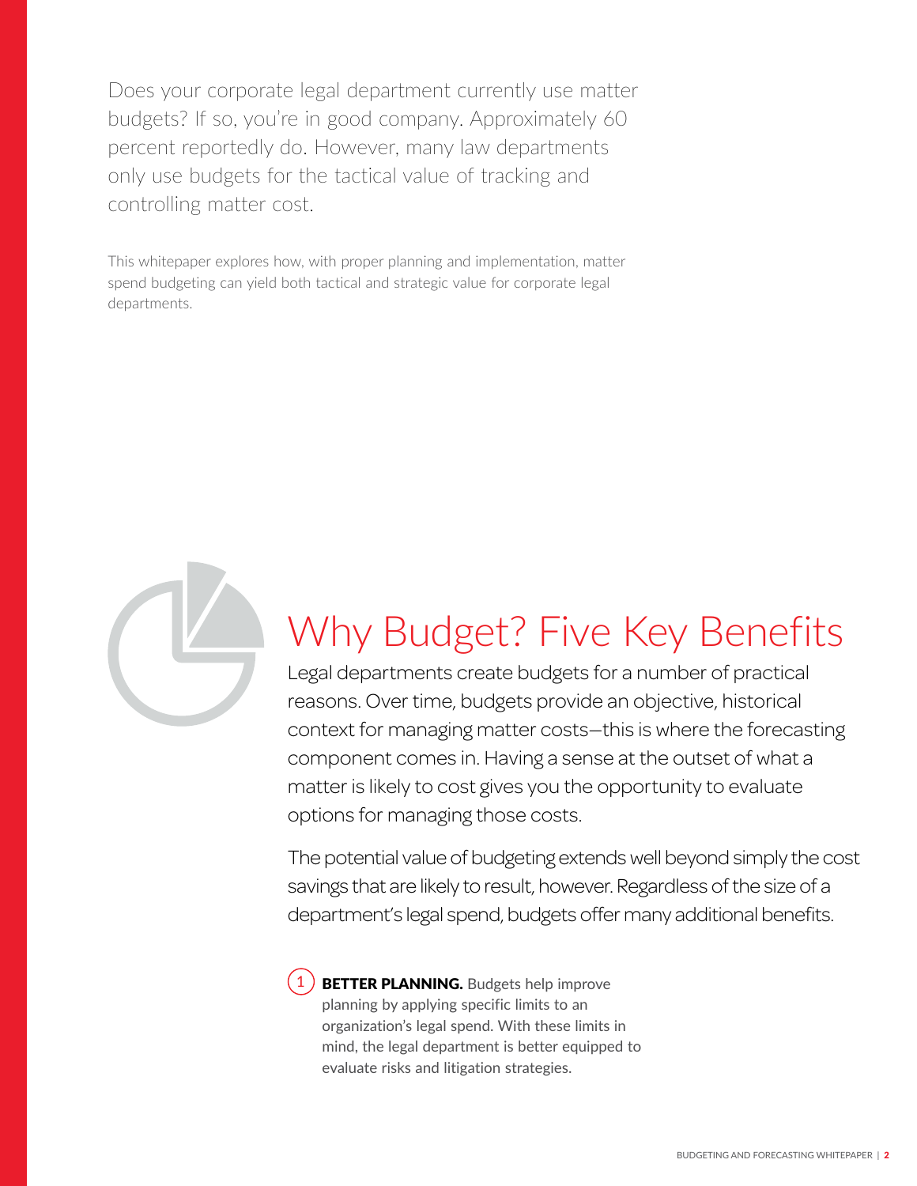Does your corporate legal department currently use matter budgets? If so, you're in good company. Approximately 60 percent reportedly do. However, many law departments only use budgets for the tactical value of tracking and controlling matter cost.

This whitepaper explores how, with proper planning and implementation, matter spend budgeting can yield both tactical and strategic value for corporate legal departments.

# Why Budget? Five Key Benefits

Legal departments create budgets for a number of practical reasons. Over time, budgets provide an objective, historical context for managing matter costs—this is where the forecasting component comes in. Having a sense at the outset of what a matter is likely to cost gives you the opportunity to evaluate options for managing those costs.

The potential value of budgeting extends well beyond simply the cost savings that are likely to result, however. Regardless of the size of a department's legal spend, budgets offer many additional benefits.

1. **BETTER PLANNING.** Budgets help improve planning by applying specific limits to an organization's legal spend. With these limits in mind, the legal department is better equipped to evaluate risks and litigation strategies.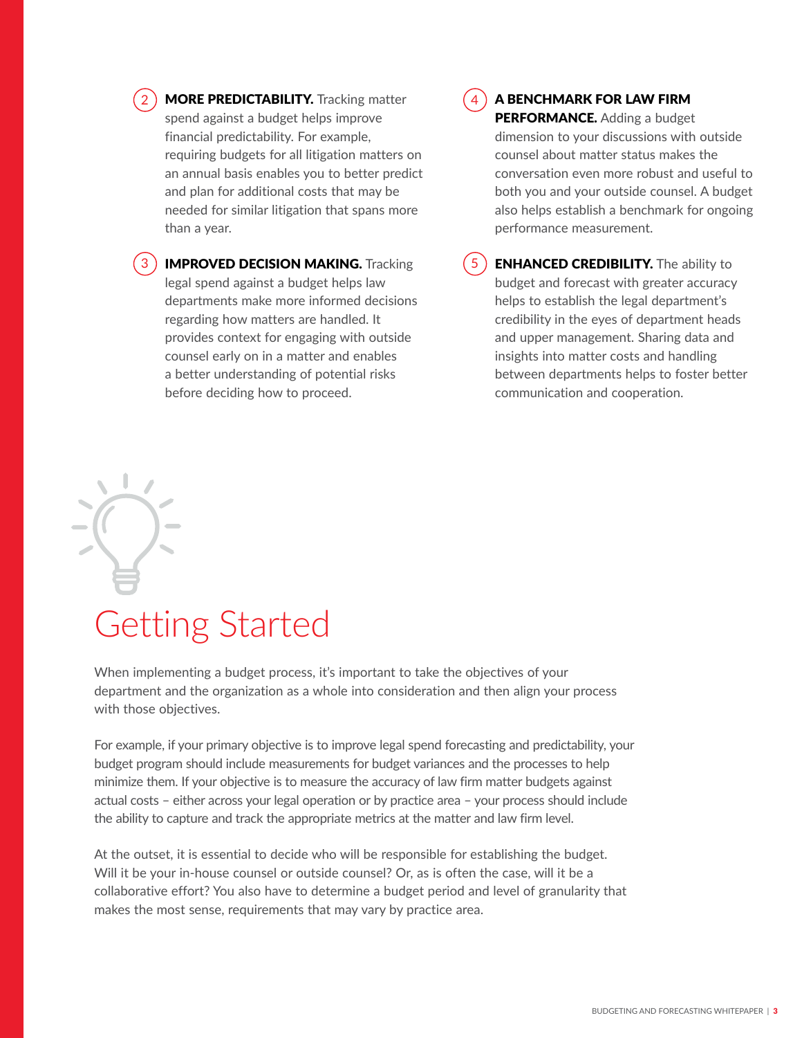2. **MORE PREDICTABILITY.** Tracking matter spend against a budget helps improve financial predictability. For example, requiring budgets for all litigation matters on an annual basis enables you to better predict and plan for additional costs that may be needed for similar litigation that spans more than a year.

3. **IMPROVED DECISION MAKING.** Tracking legal spend against a budget helps law departments make more informed decisions regarding how matters are handled. It provides context for engaging with outside counsel early on in a matter and enables a better understanding of potential risks before deciding how to proceed.

4. **A BENCHMARK FOR LAW FIRM PERFORMANCE.** Adding a budget dimension to your discussions with outside counsel about matter status makes the conversation even more robust and useful to both you and your outside counsel. A budget also helps establish a benchmark for ongoing performance measurement.

5. **ENHANCED CREDIBILITY.** The ability to budget and forecast with greater accuracy helps to establish the legal department's credibility in the eyes of department heads and upper management. Sharing data and insights into matter costs and handling between departments helps to foster better communication and cooperation.

# Getting Started

When implementing a budget process, it's important to take the objectives of your department and the organization as a whole into consideration and then align your process with those objectives.

For example, if your primary objective is to improve legal spend forecasting and predictability, your budget program should include measurements for budget variances and the processes to help minimize them. If your objective is to measure the accuracy of law firm matter budgets against actual costs – either across your legal operation or by practice area – your process should include the ability to capture and track the appropriate metrics at the matter and law firm level.

At the outset, it is essential to decide who will be responsible for establishing the budget. Will it be your in-house counsel or outside counsel? Or, as is often the case, will it be a collaborative effort? You also have to determine a budget period and level of granularity that makes the most sense, requirements that may vary by practice area.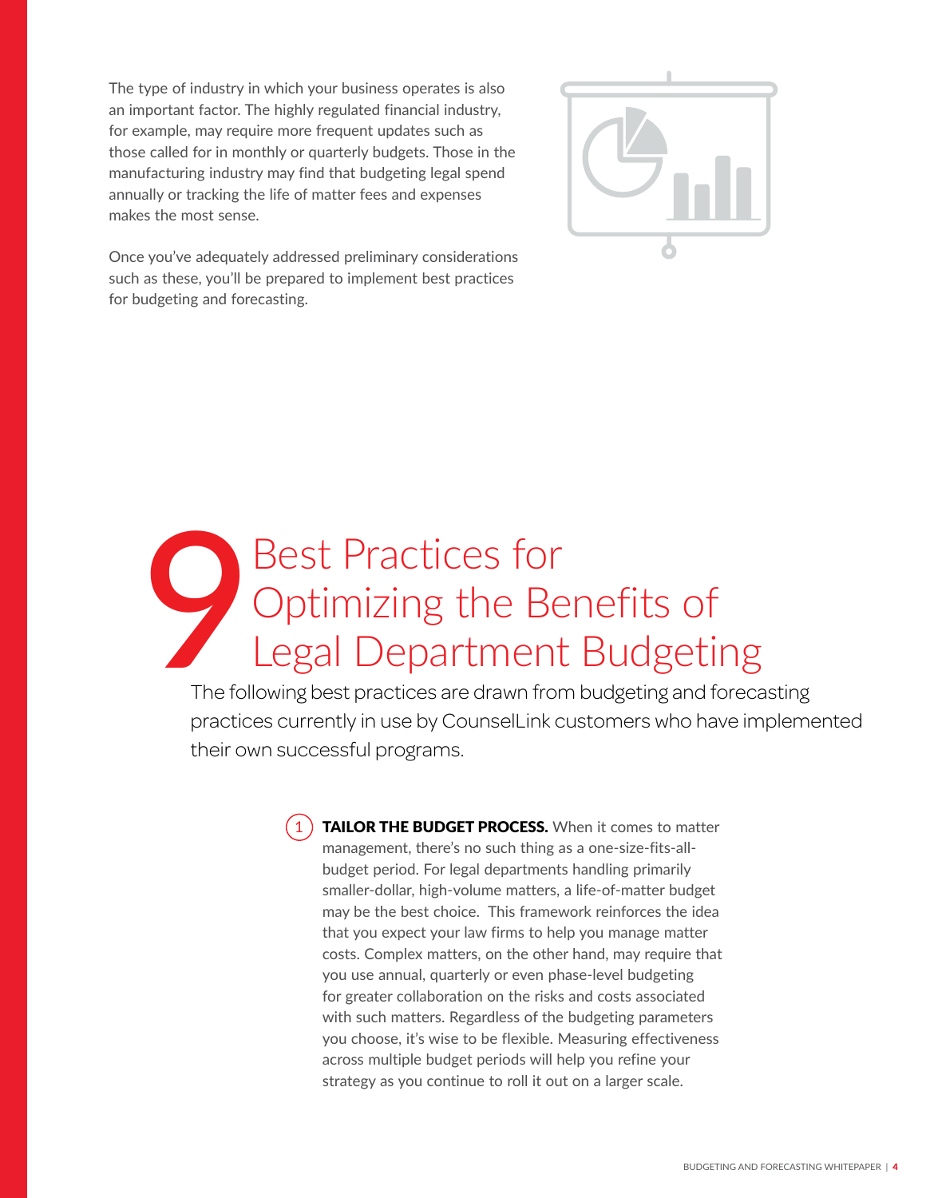The type of industry in which your business operates is also an important factor. The highly regulated financial industry, for example, may require more frequent updates such as those called for in monthly or quarterly budgets. Those in the manufacturing industry may find that budgeting legal spend annually or tracking the life of matter fees and expenses makes the most sense.

Once you've adequately addressed preliminary considerations such as these, you'll be prepared to implement best practices for budgeting and forecasting.

# 9 Best Practices for Optimizing the Benefits of Legal Department Budgeting

The following best practices are drawn from budgeting and forecasting practices currently in use by CounselLink customers who have implemented their own successful programs.

1. **TAILOR THE BUDGET PROCESS.** When it comes to matter management, there's no such thing as a one-size-fits-all-budget period. For legal departments handling primarily smaller-dollar, high-volume matters, a life-of-matter budget may be the best choice. This framework reinforces the idea that you expect your law firms to help you manage matter costs. Complex matters, on the other hand, may require that you use annual, quarterly or even phase-level budgeting for greater collaboration on the risks and costs associated with such matters. Regardless of the budgeting parameters you choose, it's wise to be flexible. Measuring effectiveness across multiple budget periods will help you refine your strategy as you continue to roll it out on a larger scale.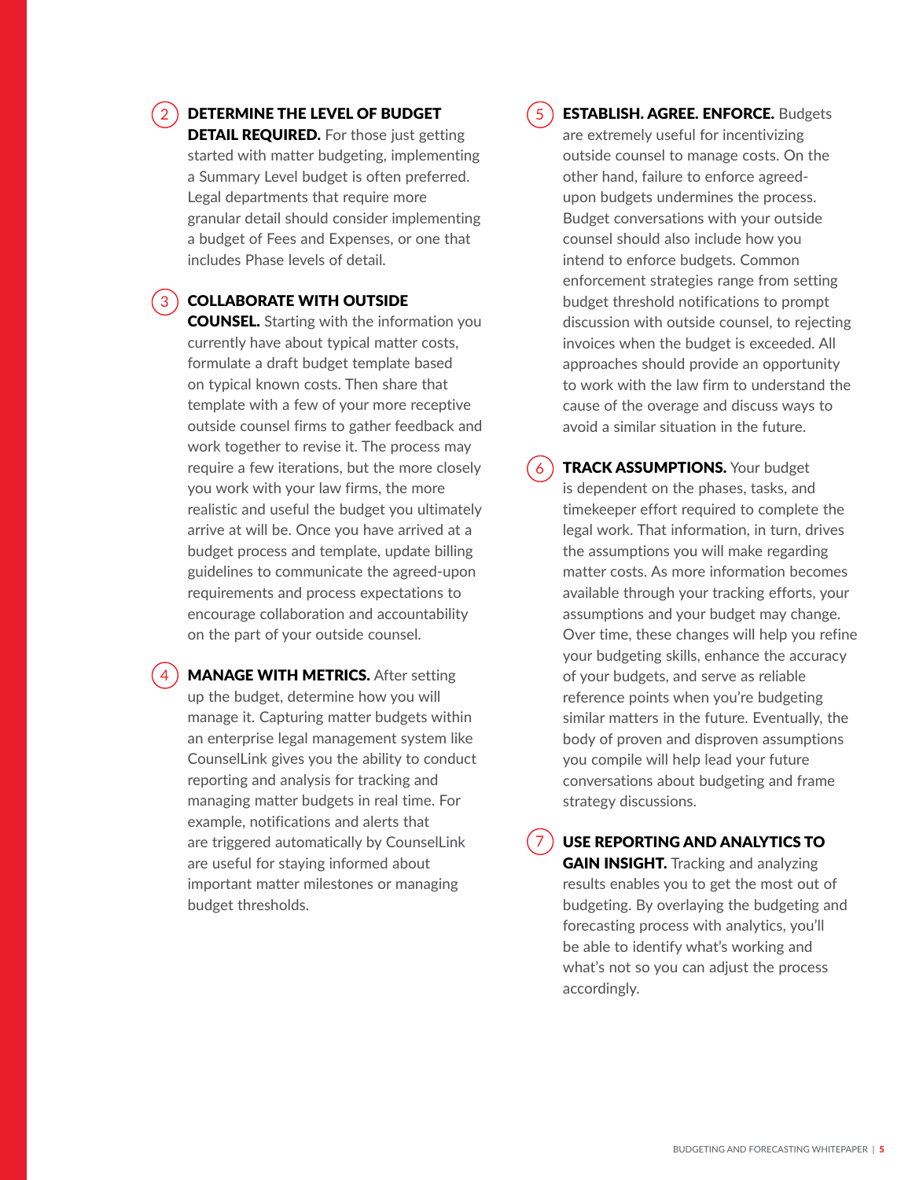2. **DETERMINE THE LEVEL OF BUDGET DETAIL REQUIRED.** For those just getting started with matter budgeting, implementing a Summary Level budget is often preferred. Legal departments that require more granular detail should consider implementing a budget of Fees and Expenses, or one that includes Phase levels of detail.

3. **COLLABORATE WITH OUTSIDE COUNSEL.** Starting with the information you currently have about typical matter costs, formulate a draft budget template based on typical known costs. Then share that template with a few of your more receptive outside counsel firms to gather feedback and work together to revise it. The process may require a few iterations, but the more closely you work with your law firms, the more realistic and useful the budget you ultimately arrive at will be. Once you have arrived at a budget process and template, update billing guidelines to communicate the agreed-upon requirements and process expectations to encourage collaboration and accountability on the part of your outside counsel.

4. **MANAGE WITH METRICS.** After setting up the budget, determine how you will manage it. Capturing matter budgets within an enterprise legal management system like CounselLink gives you the ability to conduct reporting and analysis for tracking and managing matter budgets in real time. For example, notifications and alerts that are triggered automatically by CounselLink are useful for staying informed about important matter milestones or managing budget thresholds.

5. **ESTABLISH. AGREE. ENFORCE.** Budgets are extremely useful for incentivizing outside counsel to manage costs. On the other hand, failure to enforce agreed-upon budgets undermines the process. Budget conversations with your outside counsel should also include how you intend to enforce budgets. Common enforcement strategies range from setting budget threshold notifications to prompt discussion with outside counsel, to rejecting invoices when the budget is exceeded. All approaches should provide an opportunity to work with the law firm to understand the cause of the overage and discuss ways to avoid a similar situation in the future.

6. **TRACK ASSUMPTIONS.** Your budget is dependent on the phases, tasks, and timekeeper effort required to complete the legal work. That information, in turn, drives the assumptions you will make regarding matter costs. As more information becomes available through your tracking efforts, your assumptions and your budget may change. Over time, these changes will help you refine your budgeting skills, enhance the accuracy of your budgets, and serve as reliable reference points when you're budgeting similar matters in the future. Eventually, the body of proven and disproven assumptions you compile will help lead your future conversations about budgeting and frame strategy discussions.

7. **USE REPORTING AND ANALYTICS TO GAIN INSIGHT.** Tracking and analyzing results enables you to get the most out of budgeting. By overlaying the budgeting and forecasting process with analytics, you'll be able to identify what's working and what's not so you can adjust the process accordingly.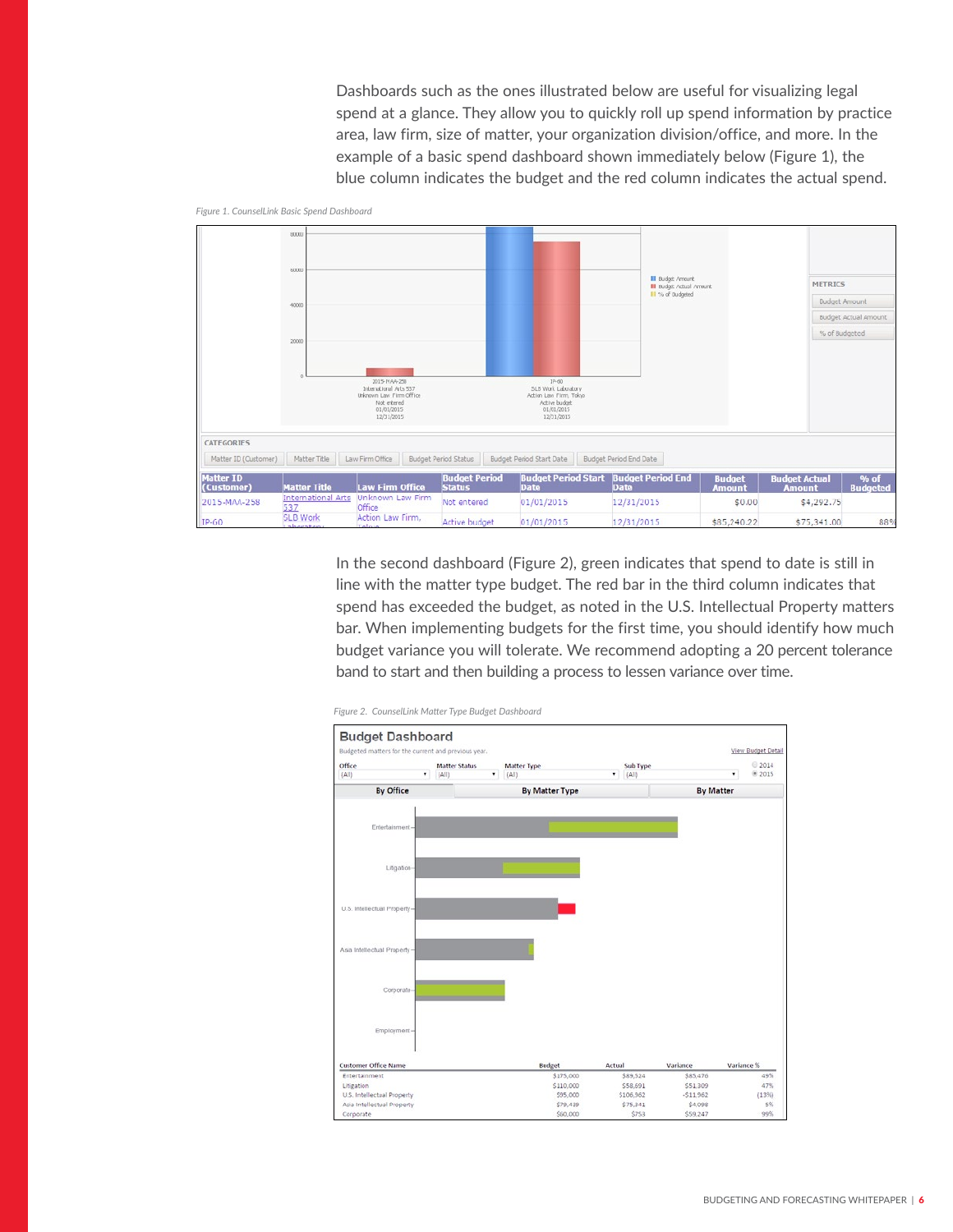Dashboards such as the ones illustrated below are useful for visualizing legal spend at a glance. They allow you to quickly roll up spend information by practice area, law firm, size of matter, your organization division/office, and more. In the example of a basic spend dashboard shown immediately below (Figure 1), the blue column indicates the budget and the red column indicates the actual spend.

*Figure 1. CounselLink Basic Spend Dashboard*

| Matter ID (Customer) | Matter Title | Law Firm Office | Budget Period Status | Budget Period Start Date | Budget Period End Date | Budget Amount | Budget Actual Amount | % of Budgeted |
|---|---|---|---|---|---|---|---|---|
| 2015-MAA-258 | International Arts 537 | Unknown Law Firm Office | Not entered | 01/01/2015 | 12/31/2015 | $0.00 | $4,292.75 | |
| IP-60 | SLB Work Laboratory | Action Law Firm, Tokyo | Active budget | 01/01/2015 | 12/31/2015 | $85,240.22 | $75,341.00 | 88% |

In the second dashboard (Figure 2), green indicates that spend to date is still in line with the matter type budget. The red bar in the third column indicates that spend has exceeded the budget, as noted in the U.S. Intellectual Property matters bar. When implementing budgets for the first time, you should identify how much budget variance you will tolerate. We recommend adopting a 20 percent tolerance band to start and then building a process to lessen variance over time.

*Figure 2. CounselLink Matter Type Budget Dashboard*

| Customer Office Name | Budget | Actual | Variance | Variance % |
|---|---|---|---|---|
| Entertainment | $175,000 | $89,524 | $85,476 | 49% |
| Litigation | $110,000 | $58,691 | $51,309 | 47% |
| U.S. Intellectual Property | $95,000 | $106,962 | -$11,962 | (13%) |
| Asia Intellectual Property | $79,439 | $75,341 | $4,098 | 5% |
| Corporate | $60,000 | $753 | $59,247 | 99% |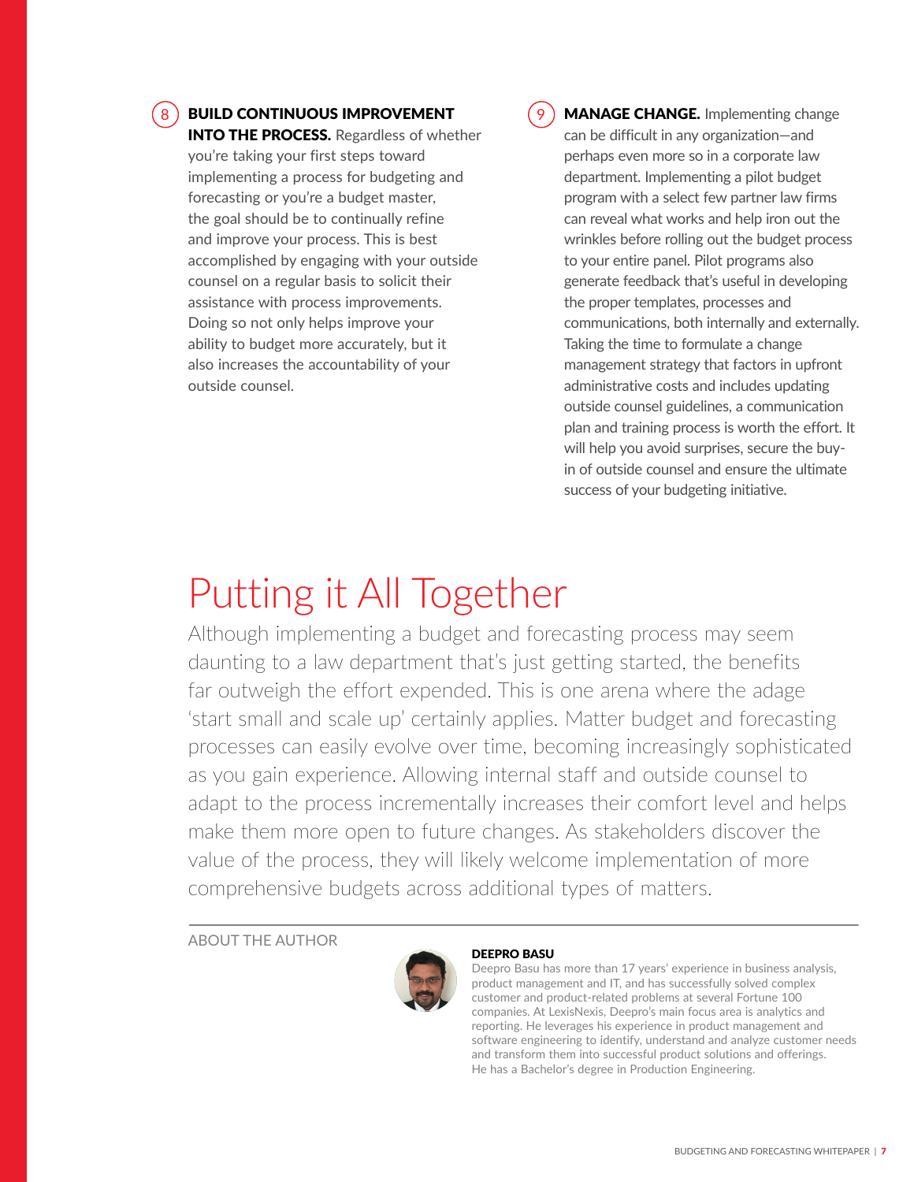8. **BUILD CONTINUOUS IMPROVEMENT INTO THE PROCESS.** Regardless of whether you're taking your first steps toward implementing a process for budgeting and forecasting or you're a budget master, the goal should be to continually refine and improve your process. This is best accomplished by engaging with your outside counsel on a regular basis to solicit their assistance with process improvements. Doing so not only helps improve your ability to budget more accurately, but it also increases the accountability of your outside counsel.

9. **MANAGE CHANGE.** Implementing change can be difficult in any organization—and perhaps even more so in a corporate law department. Implementing a pilot budget program with a select few partner law firms can reveal what works and help iron out the wrinkles before rolling out the budget process to your entire panel. Pilot programs also generate feedback that's useful in developing the proper templates, processes and communications, both internally and externally. Taking the time to formulate a change management strategy that factors in upfront administrative costs and includes updating outside counsel guidelines, a communication plan and training process is worth the effort. It will help you avoid surprises, secure the buy-in of outside counsel and ensure the ultimate success of your budgeting initiative.

# Putting it All Together

Although implementing a budget and forecasting process may seem daunting to a law department that's just getting started, the benefits far outweigh the effort expended. This is one arena where the adage 'start small and scale up' certainly applies. Matter budget and forecasting processes can easily evolve over time, becoming increasingly sophisticated as you gain experience. Allowing internal staff and outside counsel to adapt to the process incrementally increases their comfort level and helps make them more open to future changes. As stakeholders discover the value of the process, they will likely welcome implementation of more comprehensive budgets across additional types of matters.

---

ABOUT THE AUTHOR

**DEEPRO BASU**

Deepro Basu has more than 17 years' experience in business analysis, product management and IT, and has successfully solved complex customer and product-related problems at several Fortune 100 companies. At LexisNexis, Deepro's main focus area is analytics and reporting. He leverages his experience in product management and software engineering to identify, understand and analyze customer needs and transform them into successful product solutions and offerings. He has a Bachelor's degree in Production Engineering.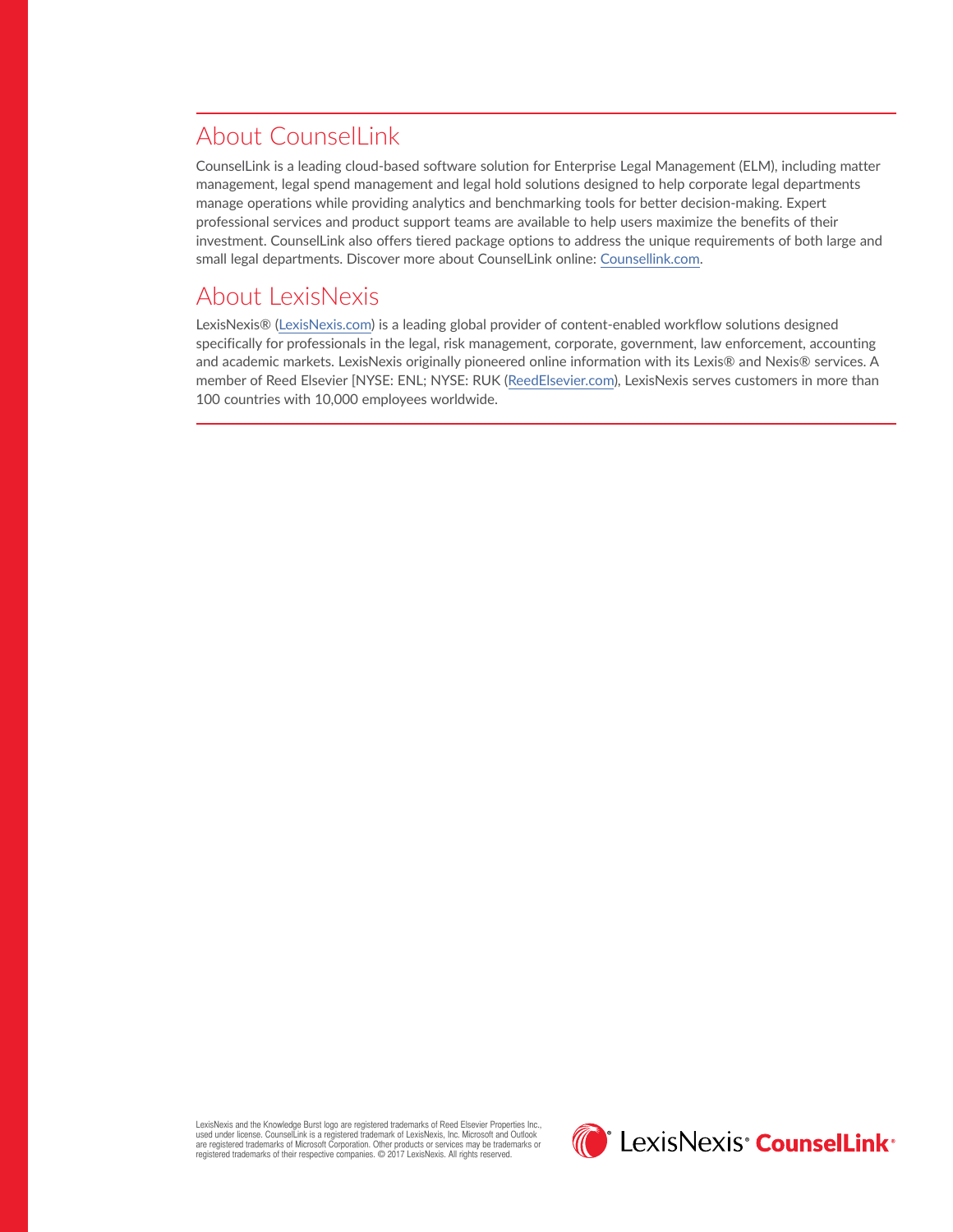## About CounselLink

CounselLink is a leading cloud-based software solution for Enterprise Legal Management (ELM), including matter management, legal spend management and legal hold solutions designed to help corporate legal departments manage operations while providing analytics and benchmarking tools for better decision-making. Expert professional services and product support teams are available to help users maximize the benefits of their investment. CounselLink also offers tiered package options to address the unique requirements of both large and small legal departments. Discover more about CounselLink online: Counsellink.com.

## About LexisNexis

LexisNexis® (LexisNexis.com) is a leading global provider of content-enabled workflow solutions designed specifically for professionals in the legal, risk management, corporate, government, law enforcement, accounting and academic markets. LexisNexis originally pioneered online information with its Lexis® and Nexis® services. A member of Reed Elsevier [NYSE: ENL; NYSE: RUK (ReedElsevier.com), LexisNexis serves customers in more than 100 countries with 10,000 employees worldwide.

LexisNexis and the Knowledge Burst logo are registered trademarks of Reed Elsevier Properties Inc., used under license. CounselLink is a registered trademark of LexisNexis, Inc. Microsoft and Outlook are registered trademarks of Microsoft Corporation. Other products or services may be trademarks or registered trademarks of their respective companies. © 2017 LexisNexis. All rights reserved.

LexisNexis® CounselLink®